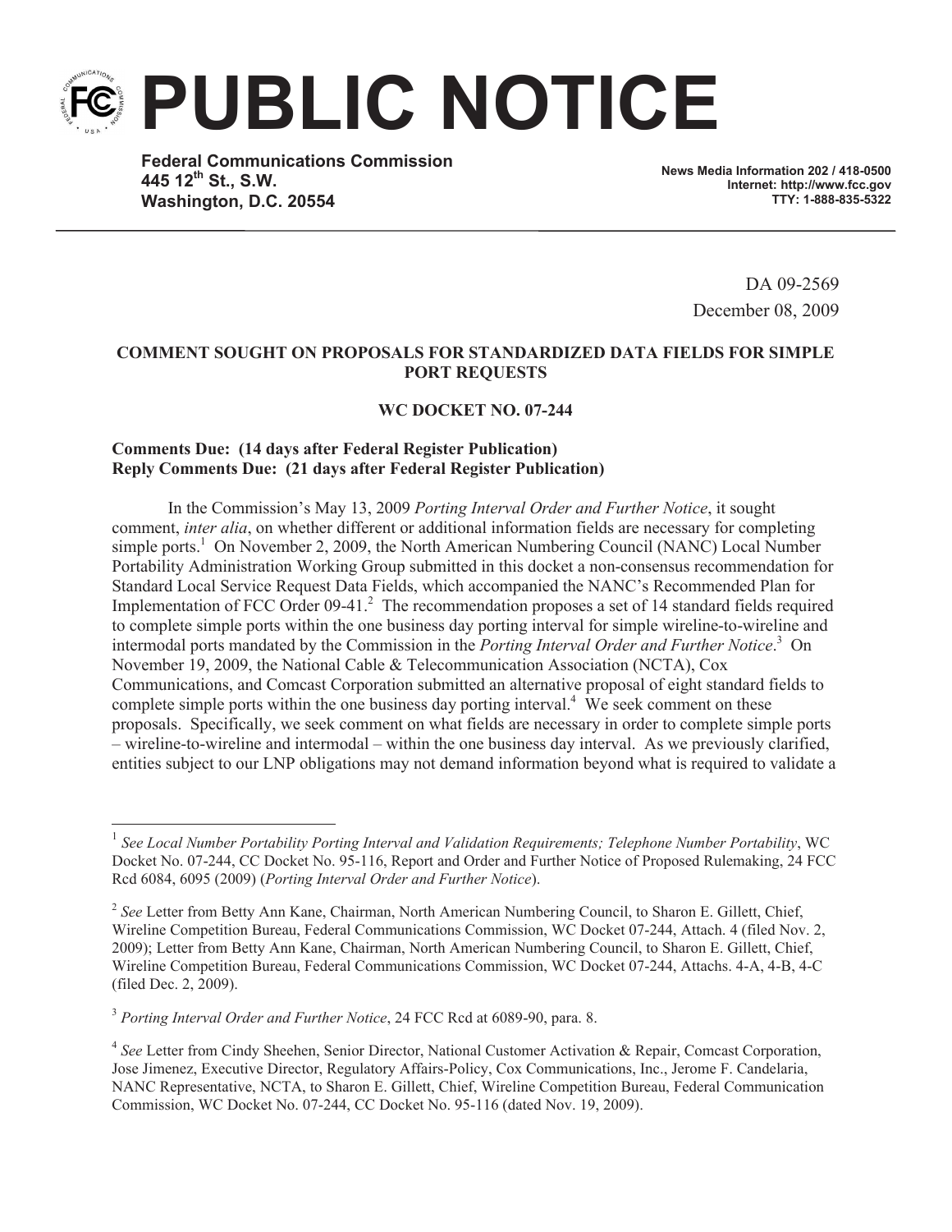# PUBLIC NOTICE

**Federal Communications Commission**
**445 12th St., S.W.**
**Washington, D.C. 20554**

**News Media Information 202 / 418-0500**
**Internet: http://www.fcc.gov**
**TTY: 1-888-835-5322**

DA 09-2569
December 08, 2009

**COMMENT SOUGHT ON PROPOSALS FOR STANDARDIZED DATA FIELDS FOR SIMPLE PORT REQUESTS**

**WC DOCKET NO. 07-244**

**Comments Due: (14 days after Federal Register Publication)**
**Reply Comments Due: (21 days after Federal Register Publication)**

In the Commission's May 13, 2009 *Porting Interval Order and Further Notice*, it sought comment, *inter alia*, on whether different or additional information fields are necessary for completing simple ports.[1] On November 2, 2009, the North American Numbering Council (NANC) Local Number Portability Administration Working Group submitted in this docket a non-consensus recommendation for Standard Local Service Request Data Fields, which accompanied the NANC's Recommended Plan for Implementation of FCC Order 09-41.[2] The recommendation proposes a set of 14 standard fields required to complete simple ports within the one business day porting interval for simple wireline-to-wireline and intermodal ports mandated by the Commission in the *Porting Interval Order and Further Notice*.[3] On November 19, 2009, the National Cable & Telecommunication Association (NCTA), Cox Communications, and Comcast Corporation submitted an alternative proposal of eight standard fields to complete simple ports within the one business day porting interval.[4] We seek comment on these proposals. Specifically, we seek comment on what fields are necessary in order to complete simple ports – wireline-to-wireline and intermodal – within the one business day interval. As we previously clarified, entities subject to our LNP obligations may not demand information beyond what is required to validate a

---

[1] *See Local Number Portability Porting Interval and Validation Requirements; Telephone Number Portability*, WC Docket No. 07-244, CC Docket No. 95-116, Report and Order and Further Notice of Proposed Rulemaking, 24 FCC Rcd 6084, 6095 (2009) (*Porting Interval Order and Further Notice*).

[2] *See* Letter from Betty Ann Kane, Chairman, North American Numbering Council, to Sharon E. Gillett, Chief, Wireline Competition Bureau, Federal Communications Commission, WC Docket 07-244, Attach. 4 (filed Nov. 2, 2009); Letter from Betty Ann Kane, Chairman, North American Numbering Council, to Sharon E. Gillett, Chief, Wireline Competition Bureau, Federal Communications Commission, WC Docket 07-244, Attachs. 4-A, 4-B, 4-C (filed Dec. 2, 2009).

[3] *Porting Interval Order and Further Notice*, 24 FCC Rcd at 6089-90, para. 8.

[4] *See* Letter from Cindy Sheehen, Senior Director, National Customer Activation & Repair, Comcast Corporation, Jose Jimenez, Executive Director, Regulatory Affairs-Policy, Cox Communications, Inc., Jerome F. Candelaria, NANC Representative, NCTA, to Sharon E. Gillett, Chief, Wireline Competition Bureau, Federal Communication Commission, WC Docket No. 07-244, CC Docket No. 95-116 (dated Nov. 19, 2009).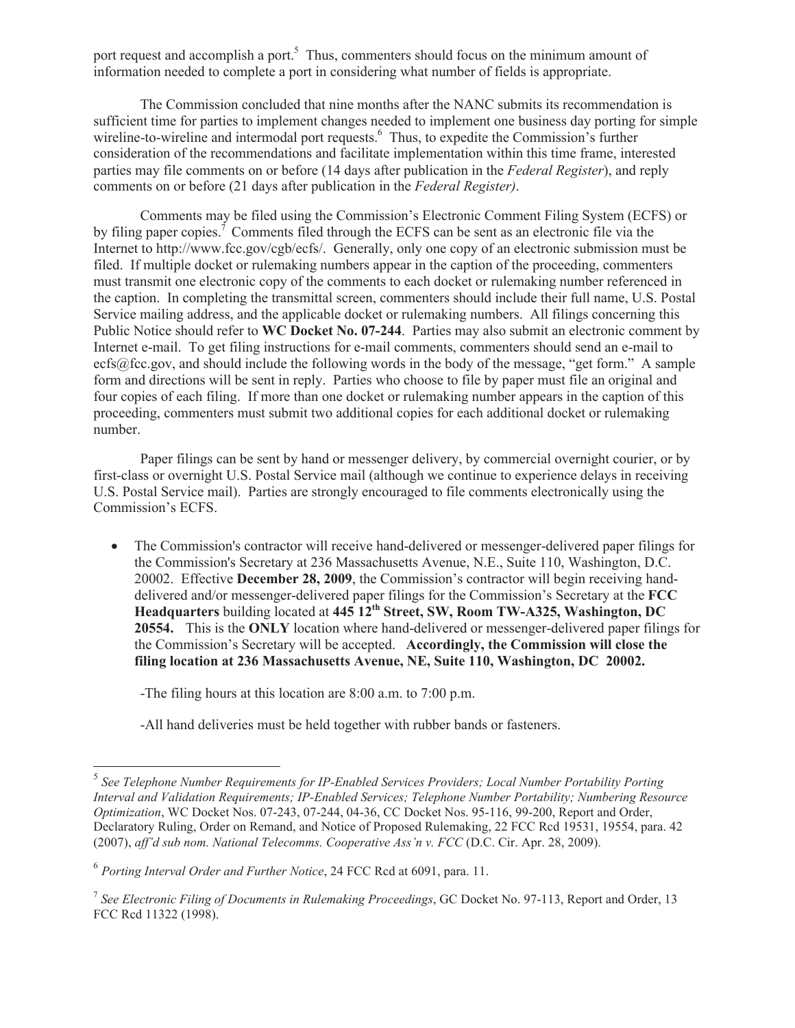port request and accomplish a port.[5] Thus, commenters should focus on the minimum amount of information needed to complete a port in considering what number of fields is appropriate.

The Commission concluded that nine months after the NANC submits its recommendation is sufficient time for parties to implement changes needed to implement one business day porting for simple wireline-to-wireline and intermodal port requests.[6] Thus, to expedite the Commission's further consideration of the recommendations and facilitate implementation within this time frame, interested parties may file comments on or before (14 days after publication in the *Federal Register*), and reply comments on or before (21 days after publication in the *Federal Register)*.

Comments may be filed using the Commission's Electronic Comment Filing System (ECFS) or by filing paper copies.[7] Comments filed through the ECFS can be sent as an electronic file via the Internet to http://www.fcc.gov/cgb/ecfs/. Generally, only one copy of an electronic submission must be filed. If multiple docket or rulemaking numbers appear in the caption of the proceeding, commenters must transmit one electronic copy of the comments to each docket or rulemaking number referenced in the caption. In completing the transmittal screen, commenters should include their full name, U.S. Postal Service mailing address, and the applicable docket or rulemaking numbers. All filings concerning this Public Notice should refer to **WC Docket No. 07-244**. Parties may also submit an electronic comment by Internet e-mail. To get filing instructions for e-mail comments, commenters should send an e-mail to ecfs@fcc.gov, and should include the following words in the body of the message, "get form." A sample form and directions will be sent in reply. Parties who choose to file by paper must file an original and four copies of each filing. If more than one docket or rulemaking number appears in the caption of this proceeding, commenters must submit two additional copies for each additional docket or rulemaking number.

Paper filings can be sent by hand or messenger delivery, by commercial overnight courier, or by first-class or overnight U.S. Postal Service mail (although we continue to experience delays in receiving U.S. Postal Service mail). Parties are strongly encouraged to file comments electronically using the Commission's ECFS.

- The Commission's contractor will receive hand-delivered or messenger-delivered paper filings for the Commission's Secretary at 236 Massachusetts Avenue, N.E., Suite 110, Washington, D.C. 20002. Effective **December 28, 2009**, the Commission's contractor will begin receiving hand-delivered and/or messenger-delivered paper filings for the Commission's Secretary at the **FCC Headquarters** building located at **445 12th Street, SW, Room TW-A325, Washington, DC 20554.** This is the **ONLY** location where hand-delivered or messenger-delivered paper filings for the Commission's Secretary will be accepted. **Accordingly, the Commission will close the filing location at 236 Massachusetts Avenue, NE, Suite 110, Washington, DC 20002.**

  -The filing hours at this location are 8:00 a.m. to 7:00 p.m.

  -All hand deliveries must be held together with rubber bands or fasteners.

---

[5] *See Telephone Number Requirements for IP-Enabled Services Providers; Local Number Portability Porting Interval and Validation Requirements; IP-Enabled Services; Telephone Number Portability; Numbering Resource Optimization*, WC Docket Nos. 07-243, 07-244, 04-36, CC Docket Nos. 95-116, 99-200, Report and Order, Declaratory Ruling, Order on Remand, and Notice of Proposed Rulemaking, 22 FCC Rcd 19531, 19554, para. 42 (2007), *aff'd sub nom. National Telecomms. Cooperative Ass'n v. FCC* (D.C. Cir. Apr. 28, 2009).

[6] *Porting Interval Order and Further Notice*, 24 FCC Rcd at 6091, para. 11.

[7] *See Electronic Filing of Documents in Rulemaking Proceedings*, GC Docket No. 97-113, Report and Order, 13 FCC Rcd 11322 (1998).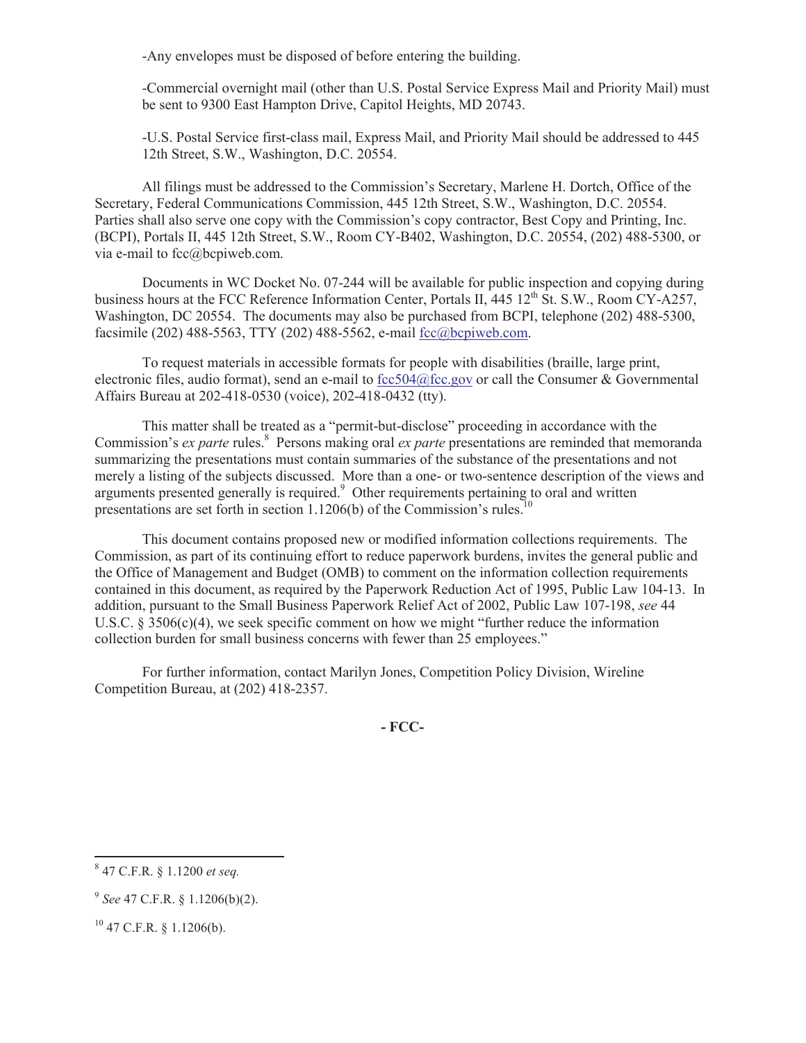-Any envelopes must be disposed of before entering the building.

-Commercial overnight mail (other than U.S. Postal Service Express Mail and Priority Mail) must be sent to 9300 East Hampton Drive, Capitol Heights, MD 20743.

-U.S. Postal Service first-class mail, Express Mail, and Priority Mail should be addressed to 445 12th Street, S.W., Washington, D.C. 20554.

All filings must be addressed to the Commission's Secretary, Marlene H. Dortch, Office of the Secretary, Federal Communications Commission, 445 12th Street, S.W., Washington, D.C. 20554. Parties shall also serve one copy with the Commission's copy contractor, Best Copy and Printing, Inc. (BCPI), Portals II, 445 12th Street, S.W., Room CY-B402, Washington, D.C. 20554, (202) 488-5300, or via e-mail to fcc@bcpiweb.com.

Documents in WC Docket No. 07-244 will be available for public inspection and copying during business hours at the FCC Reference Information Center, Portals II, 445 12th St. S.W., Room CY-A257, Washington, DC 20554. The documents may also be purchased from BCPI, telephone (202) 488-5300, facsimile (202) 488-5563, TTY (202) 488-5562, e-mail fcc@bcpiweb.com.

To request materials in accessible formats for people with disabilities (braille, large print, electronic files, audio format), send an e-mail to fcc504@fcc.gov or call the Consumer & Governmental Affairs Bureau at 202-418-0530 (voice), 202-418-0432 (tty).

This matter shall be treated as a "permit-but-disclose" proceeding in accordance with the Commission's *ex parte* rules.[8] Persons making oral *ex parte* presentations are reminded that memoranda summarizing the presentations must contain summaries of the substance of the presentations and not merely a listing of the subjects discussed. More than a one- or two-sentence description of the views and arguments presented generally is required.[9] Other requirements pertaining to oral and written presentations are set forth in section 1.1206(b) of the Commission's rules.[10]

This document contains proposed new or modified information collections requirements. The Commission, as part of its continuing effort to reduce paperwork burdens, invites the general public and the Office of Management and Budget (OMB) to comment on the information collection requirements contained in this document, as required by the Paperwork Reduction Act of 1995, Public Law 104-13. In addition, pursuant to the Small Business Paperwork Relief Act of 2002, Public Law 107-198, *see* 44 U.S.C. § 3506(c)(4), we seek specific comment on how we might "further reduce the information collection burden for small business concerns with fewer than 25 employees."

For further information, contact Marilyn Jones, Competition Policy Division, Wireline Competition Bureau, at (202) 418-2357.

**- FCC-**

---

[8] 47 C.F.R. § 1.1200 *et seq.*

[9] *See* 47 C.F.R. § 1.1206(b)(2).

[10] 47 C.F.R. § 1.1206(b).